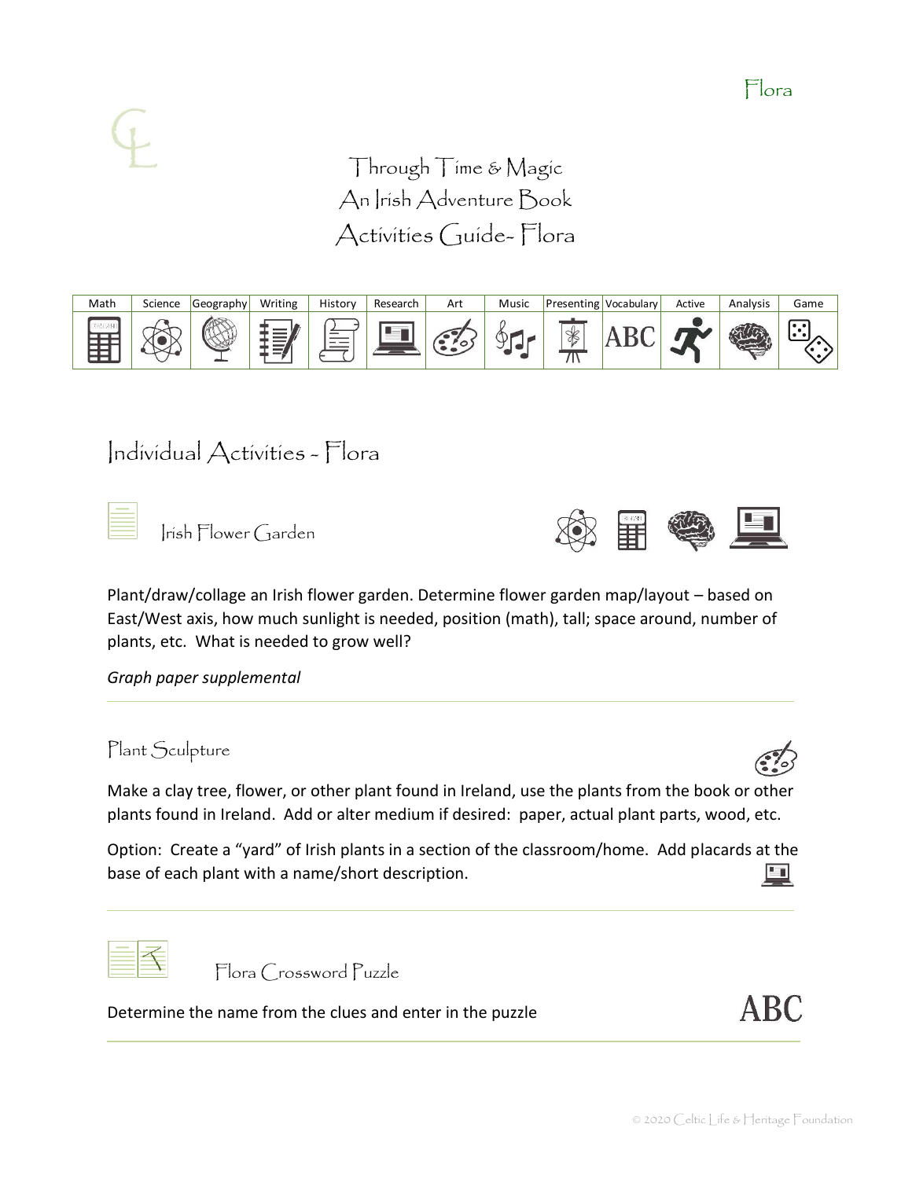# Through Time & Magic
# An Irish Adventure Book
# Activities Guide- Flora

| Math | Science | Geography | Writing | History | Research | Art | Music | Presenting | Vocabulary | Active | Analysis | Game |
|---|---|---|---|---|---|---|---|---|---|---|---|---|
| | | | | | | | | | ABC | | | |

## Individual Activities - Flora

### Irish Flower Garden

Plant/draw/collage an Irish flower garden. Determine flower garden map/layout – based on East/West axis, how much sunlight is needed, position (math), tall; space around, number of plants, etc. What is needed to grow well?

*Graph paper supplemental*

---

### Plant Sculpture

Make a clay tree, flower, or other plant found in Ireland, use the plants from the book or other plants found in Ireland. Add or alter medium if desired: paper, actual plant parts, wood, etc.

Option: Create a "yard" of Irish plants in a section of the classroom/home. Add placards at the base of each plant with a name/short description.

---

### Flora Crossword Puzzle

ABC

Determine the name from the clues and enter in the puzzle

---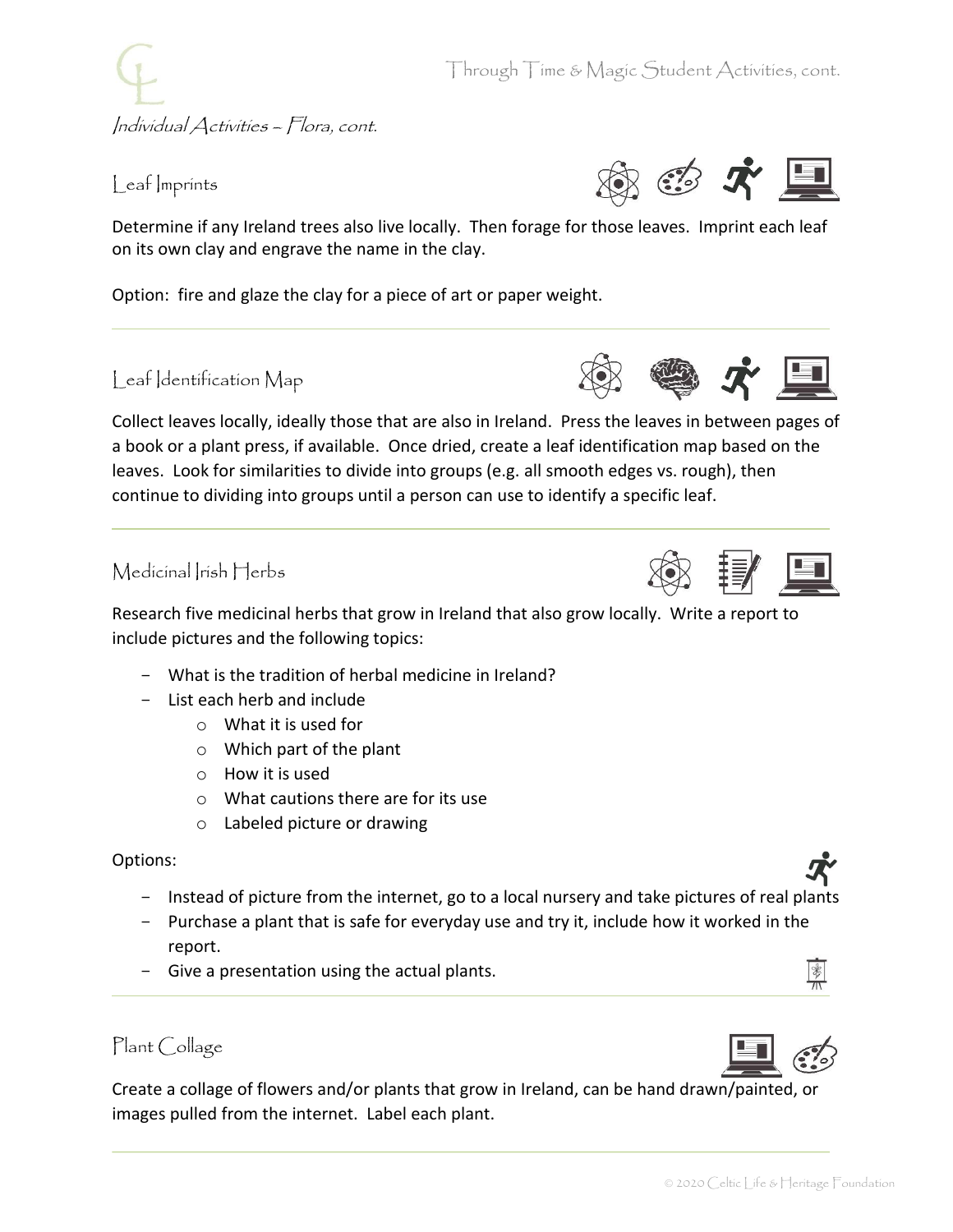*Individual Activities – Flora, cont.*

## Leaf Imprints

Determine if any Ireland trees also live locally. Then forage for those leaves. Imprint each leaf on its own clay and engrave the name in the clay.

Option: fire and glaze the clay for a piece of art or paper weight.

---

## Leaf Identification Map

Collect leaves locally, ideally those that are also in Ireland. Press the leaves in between pages of a book or a plant press, if available. Once dried, create a leaf identification map based on the leaves. Look for similarities to divide into groups (e.g. all smooth edges vs. rough), then continue to dividing into groups until a person can use to identify a specific leaf.

---

## Medicinal Irish Herbs

Research five medicinal herbs that grow in Ireland that also grow locally. Write a report to include pictures and the following topics:

- What is the tradition of herbal medicine in Ireland?
- List each herb and include
  - What it is used for
  - Which part of the plant
  - How it is used
  - What cautions there are for its use
  - Labeled picture or drawing

Options:

- Instead of picture from the internet, go to a local nursery and take pictures of real plants
- Purchase a plant that is safe for everyday use and try it, include how it worked in the report.
- Give a presentation using the actual plants.

---

## Plant Collage

Create a collage of flowers and/or plants that grow in Ireland, can be hand drawn/painted, or images pulled from the internet. Label each plant.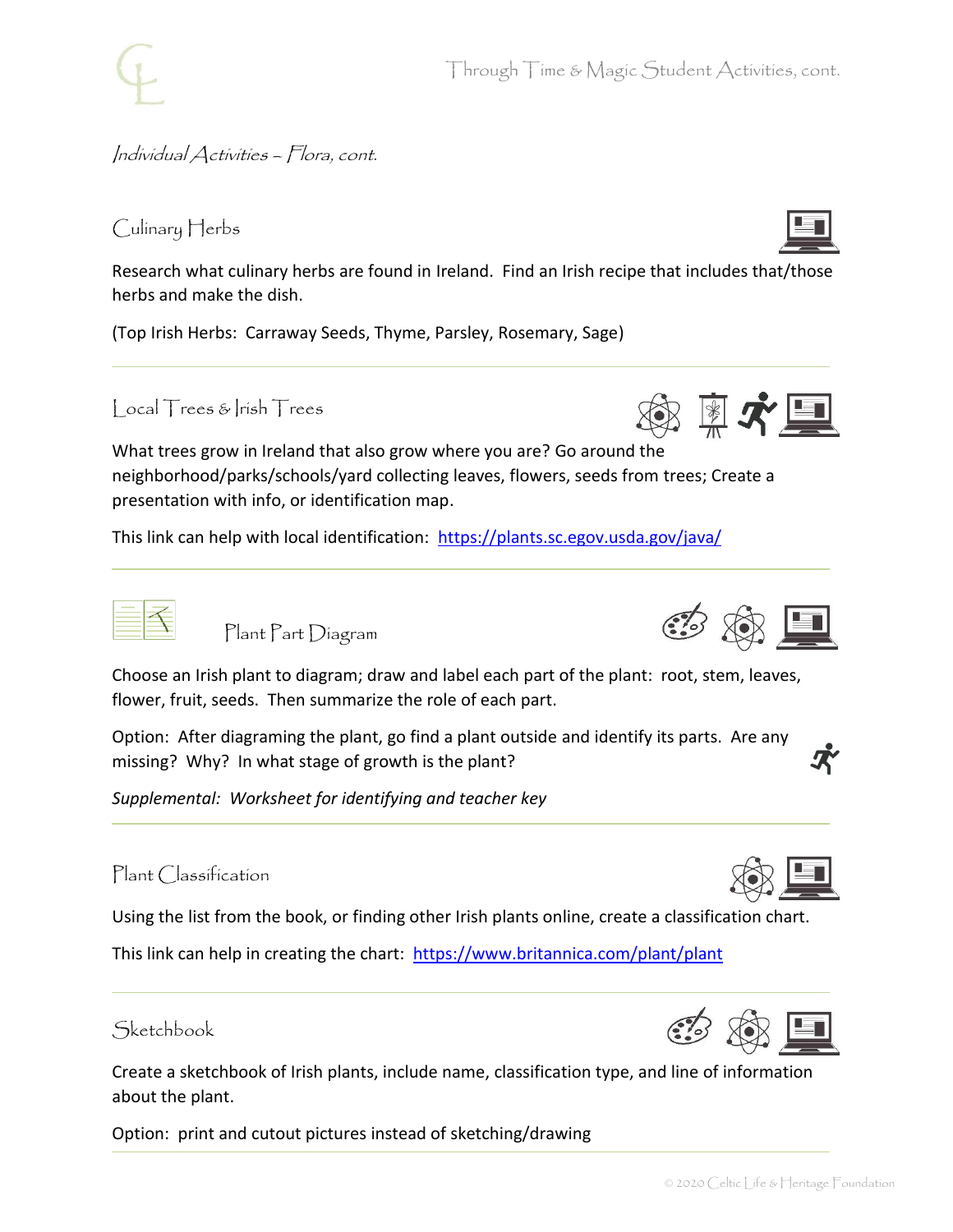*Individual Activities – Flora, cont.*

## Culinary Herbs

Research what culinary herbs are found in Ireland. Find an Irish recipe that includes that/those herbs and make the dish.

(Top Irish Herbs: Carraway Seeds, Thyme, Parsley, Rosemary, Sage)

---

## Local Trees & Irish Trees

What trees grow in Ireland that also grow where you are? Go around the neighborhood/parks/schools/yard collecting leaves, flowers, seeds from trees; Create a presentation with info, or identification map.

This link can help with local identification: https://plants.sc.egov.usda.gov/java/

---

## Plant Part Diagram

Choose an Irish plant to diagram; draw and label each part of the plant: root, stem, leaves, flower, fruit, seeds. Then summarize the role of each part.

Option: After diagraming the plant, go find a plant outside and identify its parts. Are any missing? Why? In what stage of growth is the plant?

*Supplemental: Worksheet for identifying and teacher key*

---

## Plant Classification

Using the list from the book, or finding other Irish plants online, create a classification chart.

This link can help in creating the chart: https://www.britannica.com/plant/plant

---

## Sketchbook

Create a sketchbook of Irish plants, include name, classification type, and line of information about the plant.

Option: print and cutout pictures instead of sketching/drawing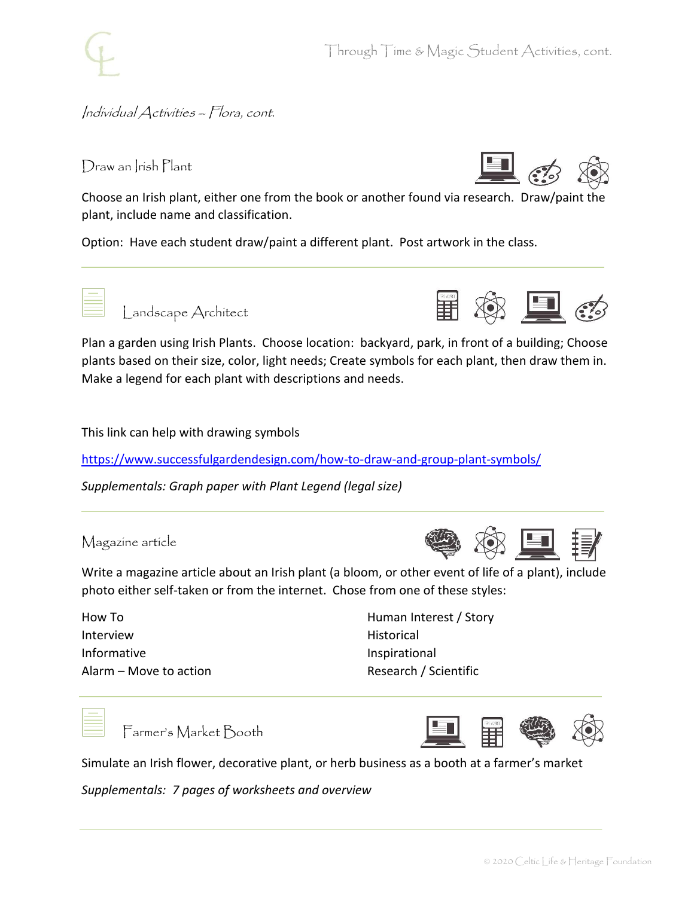*Individual Activities – Flora, cont.*

## Draw an Irish Plant

Choose an Irish plant, either one from the book or another found via research. Draw/paint the plant, include name and classification.

Option: Have each student draw/paint a different plant. Post artwork in the class.

---

## Landscape Architect

Plan a garden using Irish Plants. Choose location: backyard, park, in front of a building; Choose plants based on their size, color, light needs; Create symbols for each plant, then draw them in. Make a legend for each plant with descriptions and needs.

This link can help with drawing symbols

https://www.successfulgardendesign.com/how-to-draw-and-group-plant-symbols/

*Supplementals: Graph paper with Plant Legend (legal size)*

---

## Magazine article

Write a magazine article about an Irish plant (a bloom, or other event of life of a plant), include photo either self-taken or from the internet. Chose from one of these styles:

- How To
- Interview
- Informative
- Alarm – Move to action
- Human Interest / Story
- Historical
- Inspirational
- Research / Scientific

---

## Farmer's Market Booth

Simulate an Irish flower, decorative plant, or herb business as a booth at a farmer's market

*Supplementals: 7 pages of worksheets and overview*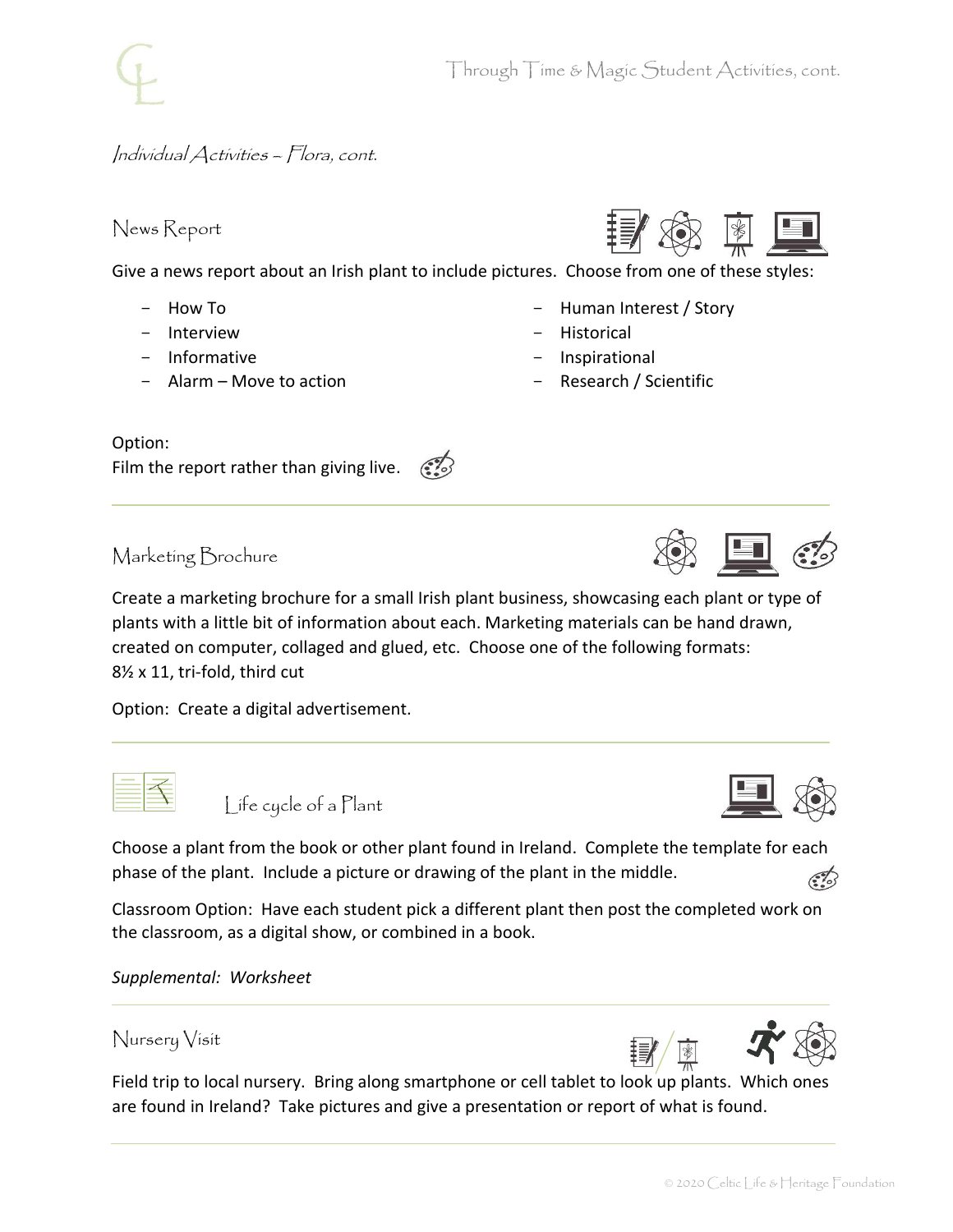## Individual Activities – Flora, cont.

### News Report

Give a news report about an Irish plant to include pictures. Choose from one of these styles:

- How To
- Interview
- Informative
- Alarm – Move to action
- Human Interest / Story
- Historical
- Inspirational
- Research / Scientific

Option:
Film the report rather than giving live.

---

### Marketing Brochure

Create a marketing brochure for a small Irish plant business, showcasing each plant or type of plants with a little bit of information about each. Marketing materials can be hand drawn, created on computer, collaged and glued, etc. Choose one of the following formats: 8½ x 11, tri-fold, third cut

Option: Create a digital advertisement.

---

### Life cycle of a Plant

Choose a plant from the book or other plant found in Ireland. Complete the template for each phase of the plant. Include a picture or drawing of the plant in the middle.

Classroom Option: Have each student pick a different plant then post the completed work on the classroom, as a digital show, or combined in a book.

*Supplemental: Worksheet*

---

### Nursery Visit

Field trip to local nursery. Bring along smartphone or cell tablet to look up plants. Which ones are found in Ireland? Take pictures and give a presentation or report of what is found.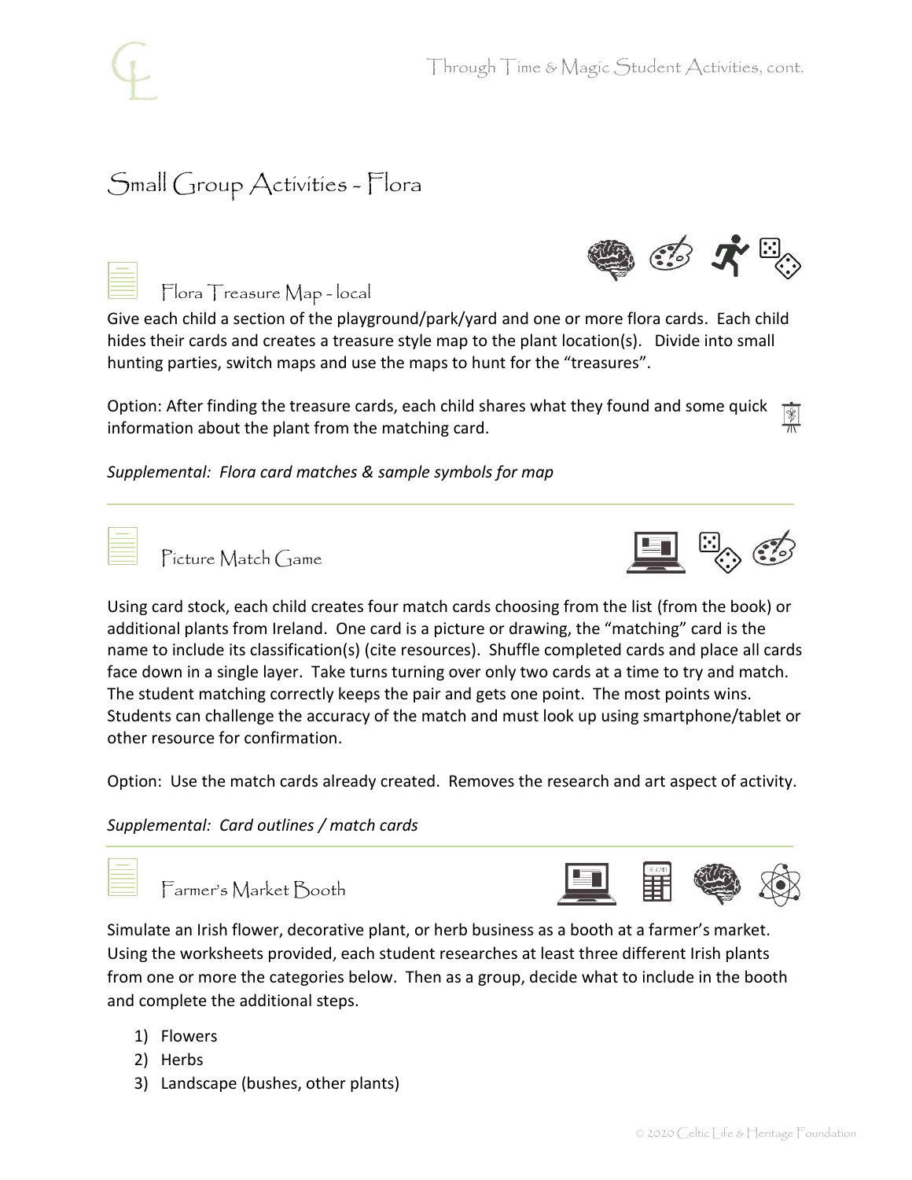## Small Group Activities - Flora

### Flora Treasure Map - local

Give each child a section of the playground/park/yard and one or more flora cards. Each child hides their cards and creates a treasure style map to the plant location(s). Divide into small hunting parties, switch maps and use the maps to hunt for the "treasures".

Option: After finding the treasure cards, each child shares what they found and some quick information about the plant from the matching card.

*Supplemental: Flora card matches & sample symbols for map*

---

### Picture Match Game

Using card stock, each child creates four match cards choosing from the list (from the book) or additional plants from Ireland. One card is a picture or drawing, the "matching" card is the name to include its classification(s) (cite resources). Shuffle completed cards and place all cards face down in a single layer. Take turns turning over only two cards at a time to try and match. The student matching correctly keeps the pair and gets one point. The most points wins. Students can challenge the accuracy of the match and must look up using smartphone/tablet or other resource for confirmation.

Option: Use the match cards already created. Removes the research and art aspect of activity.

*Supplemental: Card outlines / match cards*

---

### Farmer's Market Booth

Simulate an Irish flower, decorative plant, or herb business as a booth at a farmer's market. Using the worksheets provided, each student researches at least three different Irish plants from one or more the categories below. Then as a group, decide what to include in the booth and complete the additional steps.

1) Flowers
2) Herbs
3) Landscape (bushes, other plants)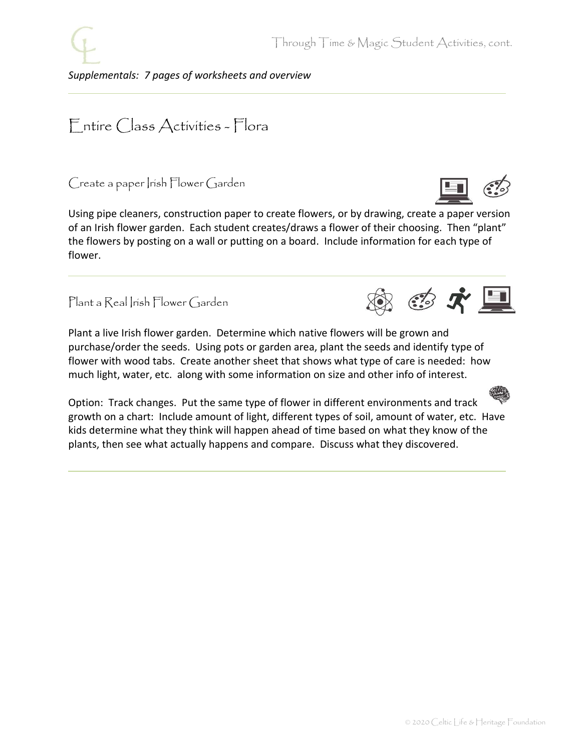*Supplementals: 7 pages of worksheets and overview*

## Entire Class Activities - Flora

### Create a paper Irish Flower Garden

Using pipe cleaners, construction paper to create flowers, or by drawing, create a paper version of an Irish flower garden. Each student creates/draws a flower of their choosing. Then "plant" the flowers by posting on a wall or putting on a board. Include information for each type of flower.

### Plant a Real Irish Flower Garden

Plant a live Irish flower garden. Determine which native flowers will be grown and purchase/order the seeds. Using pots or garden area, plant the seeds and identify type of flower with wood tabs. Create another sheet that shows what type of care is needed: how much light, water, etc. along with some information on size and other info of interest.

Option: Track changes. Put the same type of flower in different environments and track growth on a chart: Include amount of light, different types of soil, amount of water, etc. Have kids determine what they think will happen ahead of time based on what they know of the plants, then see what actually happens and compare. Discuss what they discovered.